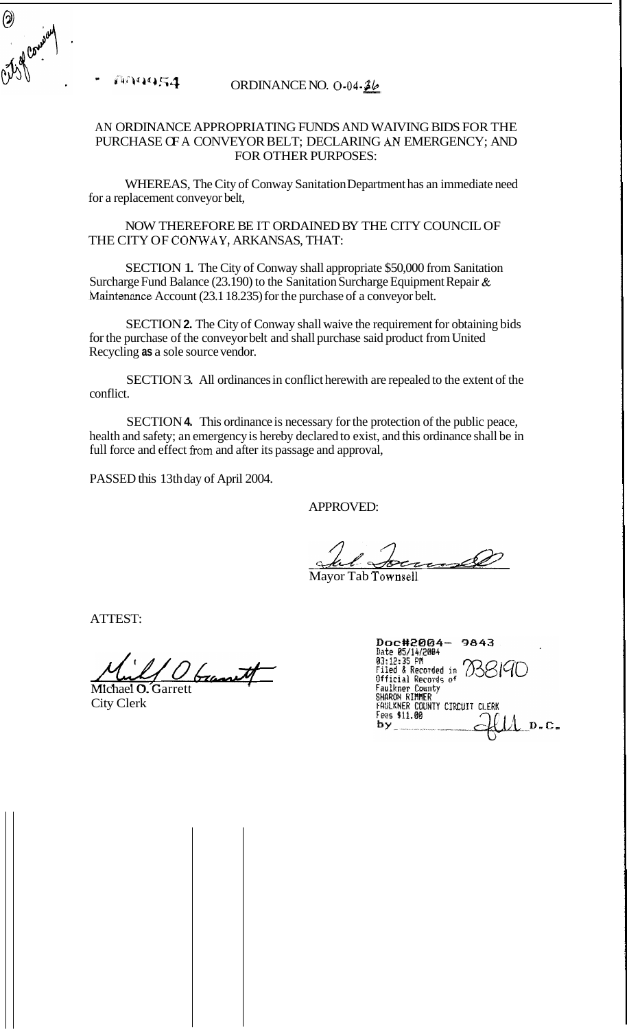ORDINANCE NO. O-04-36

AN ORDINANCE APPROPRIATING FUNDS AND WAIVING BIDS FOR THE PURCHASE OF A CONVEYOR BELT; DECLARING AN EMERGENCY; AND FOR OTHER PURPOSES:

WHEREAS, The City of Conway Sanitation Department has an immediate need for a replacement conveyor belt,

NOW THEREFORE BE IT ORDAINED BY THE CITY COUNCIL OF THE CITY OF CONWAY, ARKANSAS, THAT:

SECTION 1. The City of Conway shall appropriate $50,000 from Sanitation Surcharge Fund Balance (23.190) to the Sanitation Surcharge Equipment Repair & Maintenance Account (23.118.235) for the purchase of a conveyor belt.

SECTION 2. The City of Conway shall waive the requirement for obtaining bids for the purchase of the conveyor belt and shall purchase said product from United Recycling as a sole source vendor.

SECTION 3. All ordinances in conflict herewith are repealed to the extent of the conflict.

SECTION 4. This ordinance is necessary for the protection of the public peace, health and safety; an emergency is hereby declared to exist, and this ordinance shall be in full force and effect from and after its passage and approval,

PASSED this 13th day of April 2004.

APPROVED:

Mayor Tab Townsell

ATTEST:

Michael O. Garrett
City Clerk

Doc#2004- 9843
Date 05/14/2004
03:12:35 PM
Filed & Recorded in Official Records of Faulkner County
SHARON RIMMER
FAULKNER COUNTY CIRCUIT CLERK
Fees $11.00
by ________ D.C.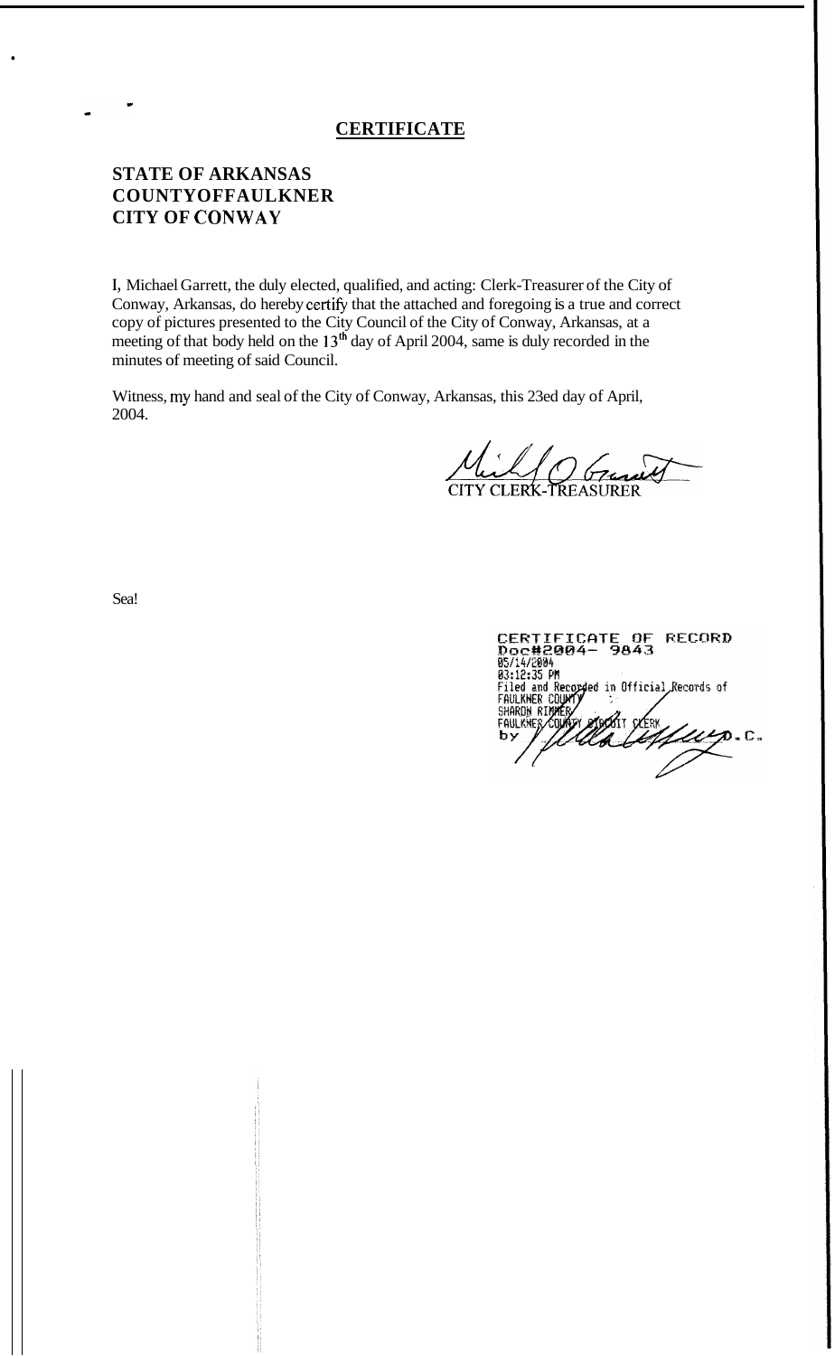# CERTIFICATE

**STATE OF ARKANSAS**
**COUNTYOFFAULKNER**
**CITY OF CONWAY**

I, Michael Garrett, the duly elected, qualified, and acting: Clerk-Treasurer of the City of Conway, Arkansas, do hereby certify that the attached and foregoing is a true and correct copy of pictures presented to the City Council of the City of Conway, Arkansas, at a meeting of that body held on the 13th day of April 2004, same is duly recorded in the minutes of meeting of said Council.

Witness, my hand and seal of the City of Conway, Arkansas, this 23ed day of April, 2004.

CITY CLERK-TREASURER

Sea!

CERTIFICATE OF RECORD
Doc#2004- 9843
05/14/2004
03:12:35 PM
Filed and Recorded in Official Records of
FAULKNER COUNTY
SHARON RIMMER
FAULKNER COUNTY CIRCUIT CLERK
by D.C.